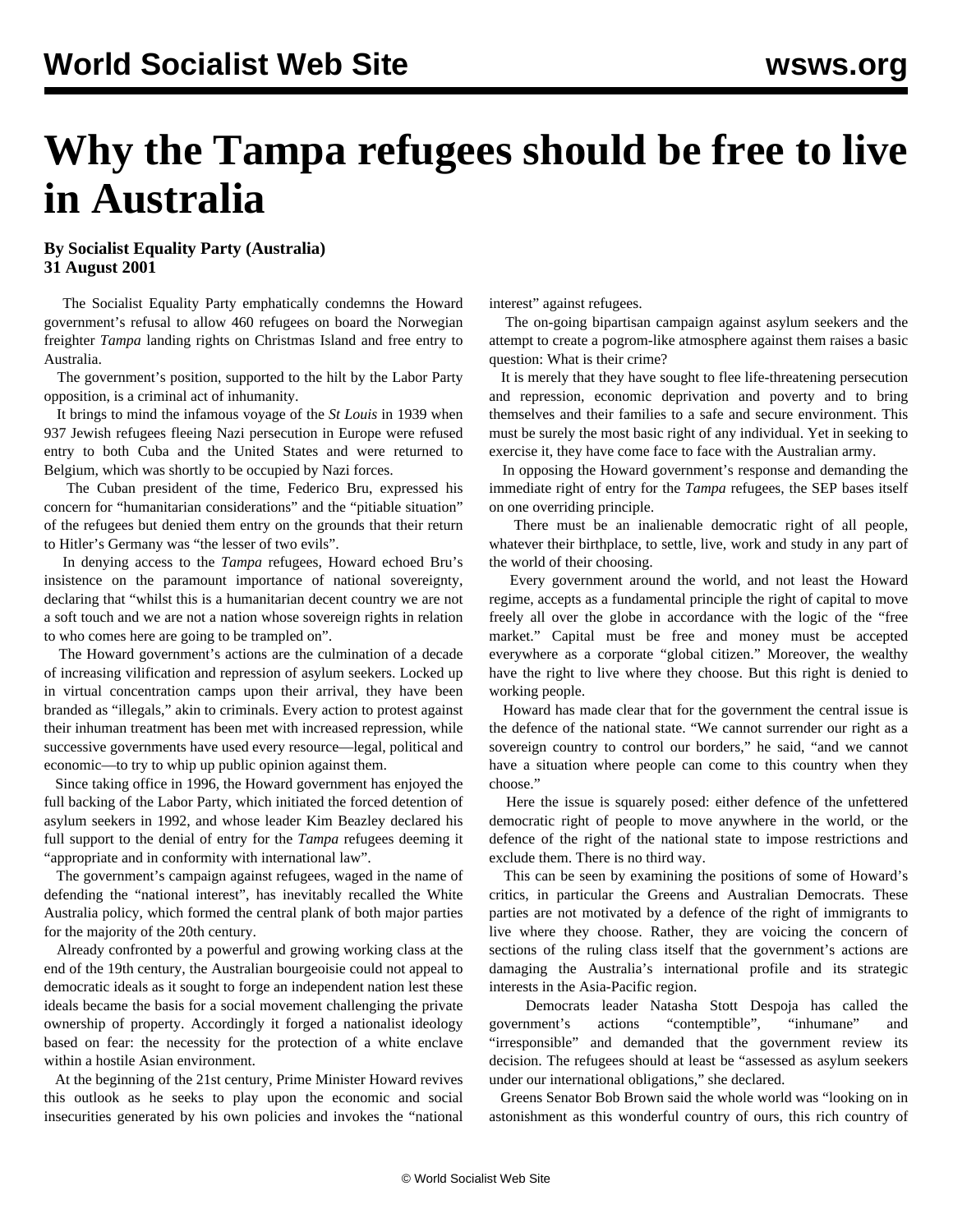# Why the Tampa refugees should be free to live in Australia

**By Socialist Equality Party (Australia)**
**31 August 2001**

The Socialist Equality Party emphatically condemns the Howard government's refusal to allow 460 refugees on board the Norwegian freighter *Tampa* landing rights on Christmas Island and free entry to Australia.

The government's position, supported to the hilt by the Labor Party opposition, is a criminal act of inhumanity.

It brings to mind the infamous voyage of the *St Louis* in 1939 when 937 Jewish refugees fleeing Nazi persecution in Europe were refused entry to both Cuba and the United States and were returned to Belgium, which was shortly to be occupied by Nazi forces.

The Cuban president of the time, Federico Bru, expressed his concern for "humanitarian considerations" and the "pitiable situation" of the refugees but denied them entry on the grounds that their return to Hitler's Germany was "the lesser of two evils".

In denying access to the *Tampa* refugees, Howard echoed Bru's insistence on the paramount importance of national sovereignty, declaring that "whilst this is a humanitarian decent country we are not a soft touch and we are not a nation whose sovereign rights in relation to who comes here are going to be trampled on".

The Howard government's actions are the culmination of a decade of increasing vilification and repression of asylum seekers. Locked up in virtual concentration camps upon their arrival, they have been branded as "illegals," akin to criminals. Every action to protest against their inhuman treatment has been met with increased repression, while successive governments have used every resource—legal, political and economic—to try to whip up public opinion against them.

Since taking office in 1996, the Howard government has enjoyed the full backing of the Labor Party, which initiated the forced detention of asylum seekers in 1992, and whose leader Kim Beazley declared his full support to the denial of entry for the *Tampa* refugees deeming it "appropriate and in conformity with international law".

The government's campaign against refugees, waged in the name of defending the "national interest", has inevitably recalled the White Australia policy, which formed the central plank of both major parties for the majority of the 20th century.

Already confronted by a powerful and growing working class at the end of the 19th century, the Australian bourgeoisie could not appeal to democratic ideals as it sought to forge an independent nation lest these ideals became the basis for a social movement challenging the private ownership of property. Accordingly it forged a nationalist ideology based on fear: the necessity for the protection of a white enclave within a hostile Asian environment.

At the beginning of the 21st century, Prime Minister Howard revives this outlook as he seeks to play upon the economic and social insecurities generated by his own policies and invokes the "national interest" against refugees.

The on-going bipartisan campaign against asylum seekers and the attempt to create a pogrom-like atmosphere against them raises a basic question: What is their crime?

It is merely that they have sought to flee life-threatening persecution and repression, economic deprivation and poverty and to bring themselves and their families to a safe and secure environment. This must be surely the most basic right of any individual. Yet in seeking to exercise it, they have come face to face with the Australian army.

In opposing the Howard government's response and demanding the immediate right of entry for the *Tampa* refugees, the SEP bases itself on one overriding principle.

There must be an inalienable democratic right of all people, whatever their birthplace, to settle, live, work and study in any part of the world of their choosing.

Every government around the world, and not least the Howard regime, accepts as a fundamental principle the right of capital to move freely all over the globe in accordance with the logic of the "free market." Capital must be free and money must be accepted everywhere as a corporate "global citizen." Moreover, the wealthy have the right to live where they choose. But this right is denied to working people.

Howard has made clear that for the government the central issue is the defence of the national state. "We cannot surrender our right as a sovereign country to control our borders," he said, "and we cannot have a situation where people can come to this country when they choose."

Here the issue is squarely posed: either defence of the unfettered democratic right of people to move anywhere in the world, or the defence of the right of the national state to impose restrictions and exclude them. There is no third way.

This can be seen by examining the positions of some of Howard's critics, in particular the Greens and Australian Democrats. These parties are not motivated by a defence of the right of immigrants to live where they choose. Rather, they are voicing the concern of sections of the ruling class itself that the government's actions are damaging the Australia's international profile and its strategic interests in the Asia-Pacific region.

Democrats leader Natasha Stott Despoja has called the government's actions "contemptible", "inhumane" and "irresponsible" and demanded that the government review its decision. The refugees should at least be "assessed as asylum seekers under our international obligations," she declared.

Greens Senator Bob Brown said the whole world was "looking on in astonishment as this wonderful country of ours, this rich country of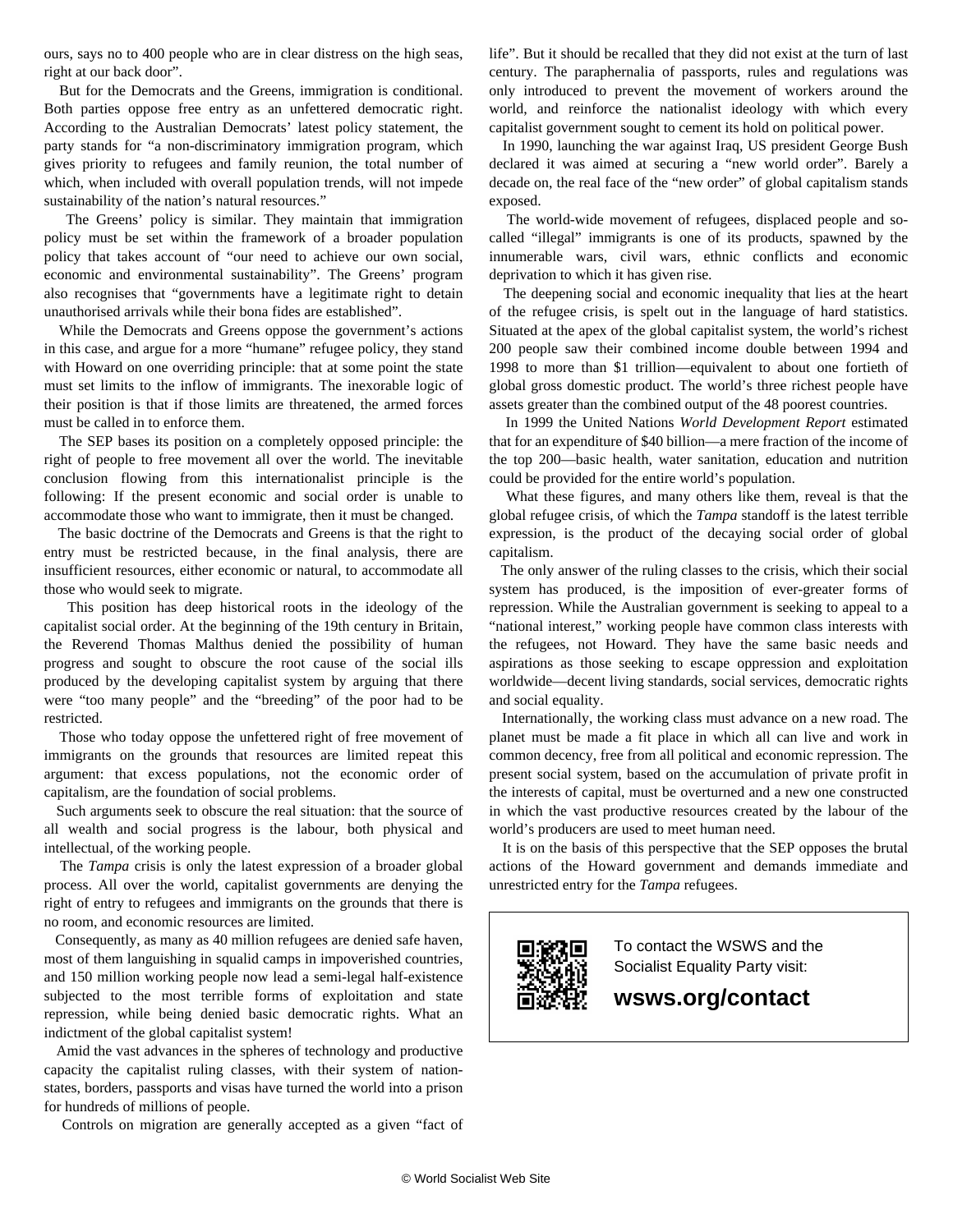ours, says no to 400 people who are in clear distress on the high seas, right at our back door".

But for the Democrats and the Greens, immigration is conditional. Both parties oppose free entry as an unfettered democratic right. According to the Australian Democrats' latest policy statement, the party stands for "a non-discriminatory immigration program, which gives priority to refugees and family reunion, the total number of which, when included with overall population trends, will not impede sustainability of the nation's natural resources."

The Greens' policy is similar. They maintain that immigration policy must be set within the framework of a broader population policy that takes account of "our need to achieve our own social, economic and environmental sustainability". The Greens' program also recognises that "governments have a legitimate right to detain unauthorised arrivals while their bona fides are established".

While the Democrats and Greens oppose the government's actions in this case, and argue for a more "humane" refugee policy, they stand with Howard on one overriding principle: that at some point the state must set limits to the inflow of immigrants. The inexorable logic of their position is that if those limits are threatened, the armed forces must be called in to enforce them.

The SEP bases its position on a completely opposed principle: the right of people to free movement all over the world. The inevitable conclusion flowing from this internationalist principle is the following: If the present economic and social order is unable to accommodate those who want to immigrate, then it must be changed.

The basic doctrine of the Democrats and Greens is that the right to entry must be restricted because, in the final analysis, there are insufficient resources, either economic or natural, to accommodate all those who would seek to migrate.

This position has deep historical roots in the ideology of the capitalist social order. At the beginning of the 19th century in Britain, the Reverend Thomas Malthus denied the possibility of human progress and sought to obscure the root cause of the social ills produced by the developing capitalist system by arguing that there were "too many people" and the "breeding" of the poor had to be restricted.

Those who today oppose the unfettered right of free movement of immigrants on the grounds that resources are limited repeat this argument: that excess populations, not the economic order of capitalism, are the foundation of social problems.

Such arguments seek to obscure the real situation: that the source of all wealth and social progress is the labour, both physical and intellectual, of the working people.

The *Tampa* crisis is only the latest expression of a broader global process. All over the world, capitalist governments are denying the right of entry to refugees and immigrants on the grounds that there is no room, and economic resources are limited.

Consequently, as many as 40 million refugees are denied safe haven, most of them languishing in squalid camps in impoverished countries, and 150 million working people now lead a semi-legal half-existence subjected to the most terrible forms of exploitation and state repression, while being denied basic democratic rights. What an indictment of the global capitalist system!

Amid the vast advances in the spheres of technology and productive capacity the capitalist ruling classes, with their system of nation-states, borders, passports and visas have turned the world into a prison for hundreds of millions of people.

Controls on migration are generally accepted as a given "fact of life". But it should be recalled that they did not exist at the turn of last century. The paraphernalia of passports, rules and regulations was only introduced to prevent the movement of workers around the world, and reinforce the nationalist ideology with which every capitalist government sought to cement its hold on political power.

In 1990, launching the war against Iraq, US president George Bush declared it was aimed at securing a "new world order". Barely a decade on, the real face of the "new order" of global capitalism stands exposed.

The world-wide movement of refugees, displaced people and so-called "illegal" immigrants is one of its products, spawned by the innumerable wars, civil wars, ethnic conflicts and economic deprivation to which it has given rise.

The deepening social and economic inequality that lies at the heart of the refugee crisis, is spelt out in the language of hard statistics. Situated at the apex of the global capitalist system, the world's richest 200 people saw their combined income double between 1994 and 1998 to more than $1 trillion—equivalent to about one fortieth of global gross domestic product. The world's three richest people have assets greater than the combined output of the 48 poorest countries.

In 1999 the United Nations *World Development Report* estimated that for an expenditure of $40 billion—a mere fraction of the income of the top 200—basic health, water sanitation, education and nutrition could be provided for the entire world's population.

What these figures, and many others like them, reveal is that the global refugee crisis, of which the *Tampa* standoff is the latest terrible expression, is the product of the decaying social order of global capitalism.

The only answer of the ruling classes to the crisis, which their social system has produced, is the imposition of ever-greater forms of repression. While the Australian government is seeking to appeal to a "national interest," working people have common class interests with the refugees, not Howard. They have the same basic needs and aspirations as those seeking to escape oppression and exploitation worldwide—decent living standards, social services, democratic rights and social equality.

Internationally, the working class must advance on a new road. The planet must be made a fit place in which all can live and work in common decency, free from all political and economic repression. The present social system, based on the accumulation of private profit in the interests of capital, must be overturned and a new one constructed in which the vast productive resources created by the labour of the world's producers are used to meet human need.

It is on the basis of this perspective that the SEP opposes the brutal actions of the Howard government and demands immediate and unrestricted entry for the *Tampa* refugees.

To contact the WSWS and the Socialist Equality Party visit:

**wsws.org/contact**